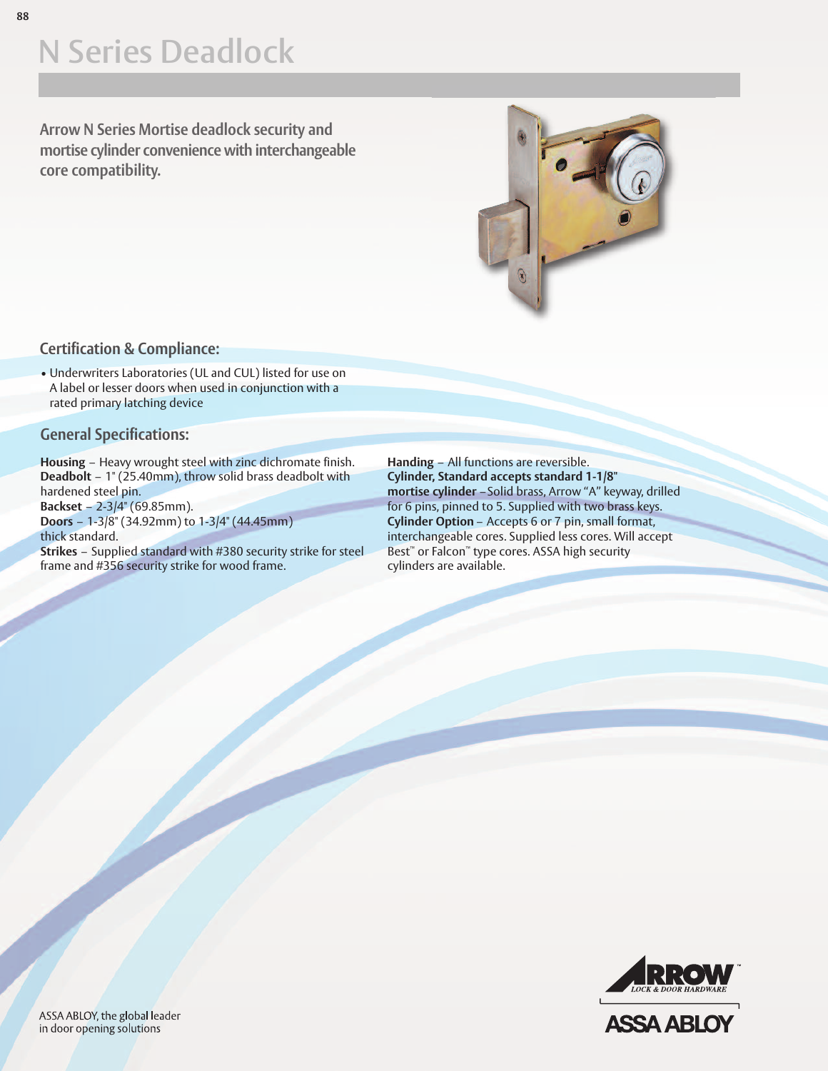# N Series Deadlock

**Arrow N Series Mortise deadlock security and mortise cylinder convenience with interchangeable core compatibility.**

## Certification & Compliance:

- Underwriters Laboratories (UL and CUL) listed for use on A label or lesser doors when used in conjunction with a rated primary latching device

## General Specifications:

**Housing** – Heavy wrought steel with zinc dichromate finish.
**Deadbolt** – 1" (25.40mm), throw solid brass deadbolt with hardened steel pin.
**Backset** – 2-3/4" (69.85mm).
**Doors** – 1-3/8" (34.92mm) to 1-3/4" (44.45mm) thick standard.
**Strikes** – Supplied standard with #380 security strike for steel frame and #356 security strike for wood frame.

**Handing** – All functions are reversible.
**Cylinder, Standard accepts standard 1-1/8" mortise cylinder** – Solid brass, Arrow "A" keyway, drilled for 6 pins, pinned to 5. Supplied with two brass keys.
**Cylinder Option** – Accepts 6 or 7 pin, small format, interchangeable cores. Supplied less cores. Will accept Best™ or Falcon™ type cores. ASSA high security cylinders are available.

ASSA ABLOY, the global leader in door opening solutions

ARROW LOCK & DOOR HARDWARE

ASSA ABLOY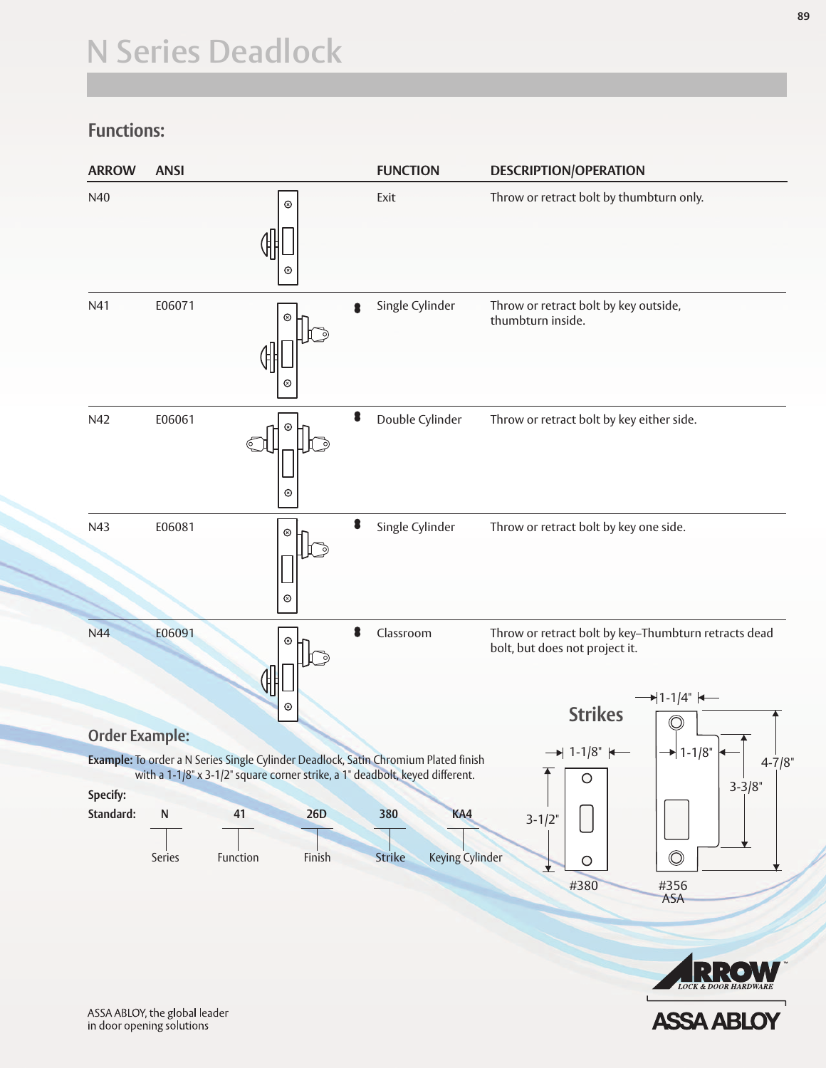# N Series Deadlock

## Functions:

| ARROW | ANSI | FUNCTION | DESCRIPTION/OPERATION |
|---|---|---|---|
| N40 | | Exit | Throw or retract bolt by thumbturn only. |
| N41 | E06071 | Single Cylinder | Throw or retract bolt by key outside, thumbturn inside. |
| N42 | E06061 | Double Cylinder | Throw or retract bolt by key either side. |
| N43 | E06081 | Single Cylinder | Throw or retract bolt by key one side. |
| N44 | E06091 | Classroom | Throw or retract bolt by key–Thumbturn retracts dead bolt, but does not project it. |

## Order Example:

**Example:** To order a N Series Single Cylinder Deadlock, Satin Chromium Plated finish with a 1-1/8" x 3-1/2" square corner strike, a 1" deadbolt, keyed different.

**Specify:**

| **Standard:** | N | 41 | 26D | 380 | KA4 |
|---|---|---|---|---|---|
| | Series | Function | Finish | Strike | Keying Cylinder |

## Strikes

1-1/8"
3-1/2"
#380

1-1/4"
1-1/8"
3-3/8"
4-7/8"
#356
ASA

ASSA ABLOY, the global leader
in door opening solutions